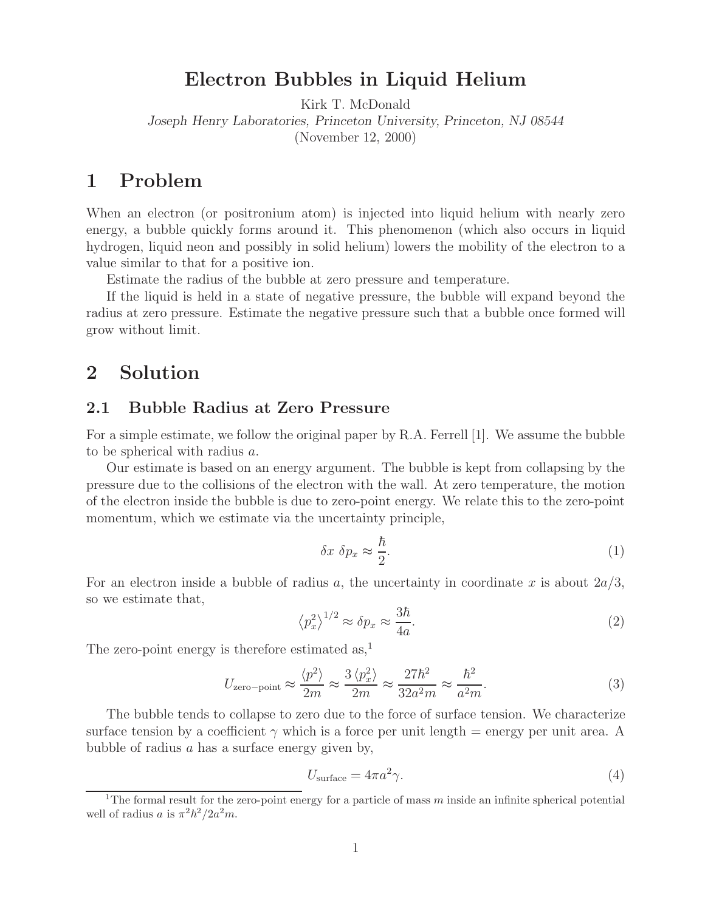# Electron Bubbles in Liquid Helium

Kirk T. McDonald

*Joseph Henry Laboratories, Princeton University, Princeton, NJ 08544*

(November 12, 2000)

## 1 Problem

When an electron (or positronium atom) is injected into liquid helium with nearly zero energy, a bubble quickly forms around it. This phenomenon (which also occurs in liquid hydrogen, liquid neon and possibly in solid helium) lowers the mobility of the electron to a value similar to that for a positive ion.

Estimate the radius of the bubble at zero pressure and temperature.

If the liquid is held in a state of negative pressure, the bubble will expand beyond the radius at zero pressure. Estimate the negative pressure such that a bubble once formed will grow without limit.

## 2 Solution

### 2.1 Bubble Radius at Zero Pressure

For a simple estimate, we follow the original paper by R.A. Ferrell [1]. We assume the bubble to be spherical with radius $a$.

Our estimate is based on an energy argument. The bubble is kept from collapsing by the pressure due to the collisions of the electron with the wall. At zero temperature, the motion of the electron inside the bubble is due to zero-point energy. We relate this to the zero-point momentum, which we estimate via the uncertainty principle,

$$\delta x \ \delta p_x \approx \frac{\hbar}{2}. \tag{1}$$

For an electron inside a bubble of radius $a$, the uncertainty in coordinate $x$ is about $2a/3$, so we estimate that,

$$\left\langle p_x^2 \right\rangle^{1/2} \approx \delta p_x \approx \frac{3\hbar}{4a}. \tag{2}$$

The zero-point energy is therefore estimated as,[1]

$$U_{\rm zero-point} \approx \frac{\langle p^2 \rangle}{2m} \approx \frac{3 \left\langle p_x^2 \right\rangle}{2m} \approx \frac{27\hbar^2}{32a^2m} \approx \frac{\hbar^2}{a^2m}. \tag{3}$$

The bubble tends to collapse to zero due to the force of surface tension. We characterize surface tension by a coefficient $\gamma$ which is a force per unit length = energy per unit area. A bubble of radius $a$ has a surface energy given by,

$$U_{\rm surface} = 4\pi a^2 \gamma. \tag{4}$$

[1] The formal result for the zero-point energy for a particle of mass $m$ inside an infinite spherical potential well of radius $a$ is $\pi^2\hbar^2/2a^2m$.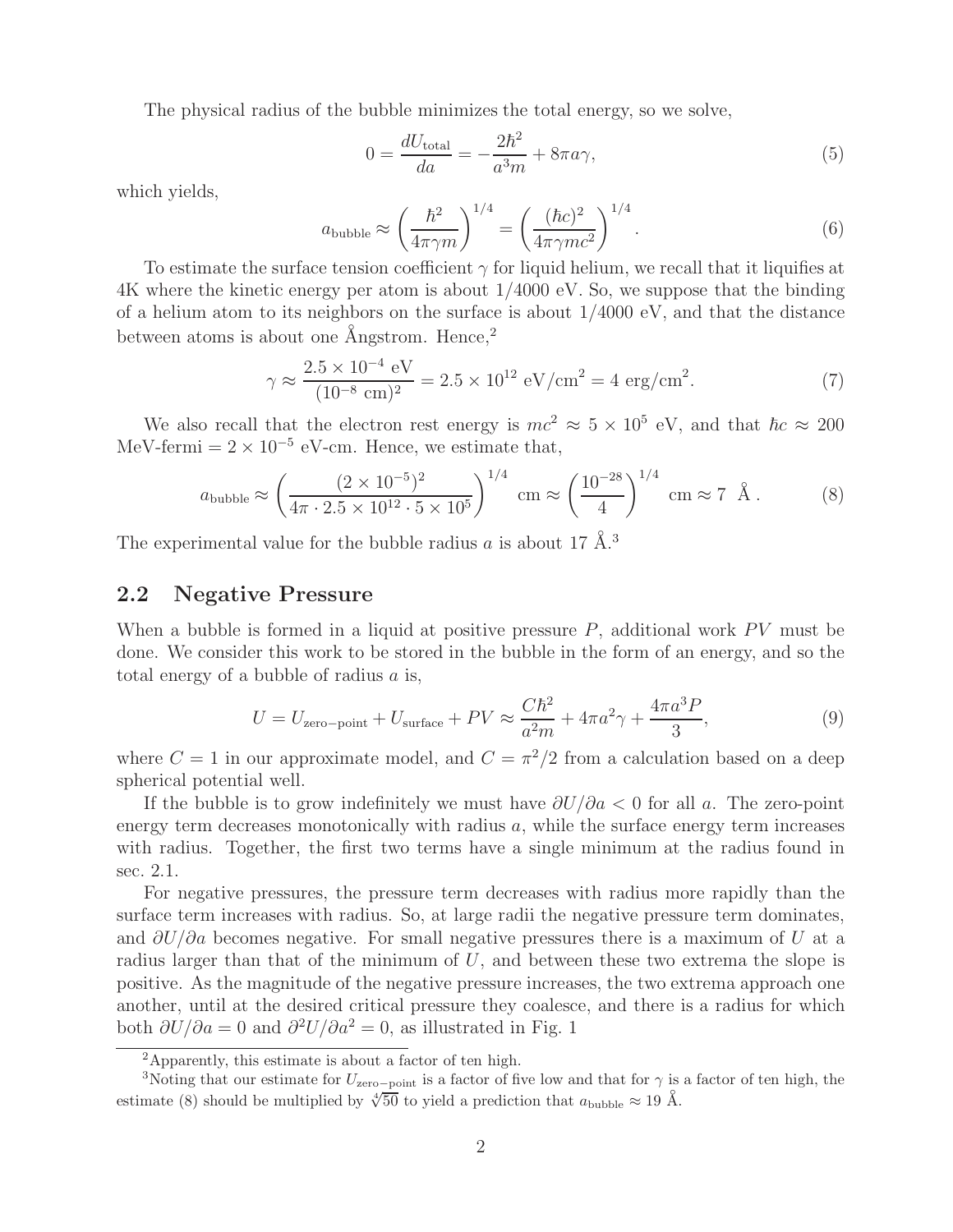The physical radius of the bubble minimizes the total energy, so we solve,

$$0 = \frac{dU_{\rm total}}{da} = -\frac{2\hbar^2}{a^3 m} + 8\pi a\gamma, \tag{5}$$

which yields,

$$a_{\rm bubble} \approx \left(\frac{\hbar^2}{4\pi\gamma m}\right)^{1/4} = \left(\frac{(\hbar c)^2}{4\pi\gamma mc^2}\right)^{1/4}. \tag{6}$$

To estimate the surface tension coefficient $\gamma$ for liquid helium, we recall that it liquifies at 4K where the kinetic energy per atom is about 1/4000 eV. So, we suppose that the binding of a helium atom to its neighbors on the surface is about 1/4000 eV, and that the distance between atoms is about one Ångstrom. Hence,[2]

$$\gamma \approx \frac{2.5 \times 10^{-4}\ \text{eV}}{(10^{-8}\ \text{cm})^2} = 2.5 \times 10^{12}\ \text{eV/cm}^2 = 4\ \text{erg/cm}^2. \tag{7}$$

We also recall that the electron rest energy is $mc^2 \approx 5 \times 10^5$ eV, and that $\hbar c \approx 200$ MeV-fermi $= 2 \times 10^{-5}$ eV-cm. Hence, we estimate that,

$$a_{\rm bubble} \approx \left(\frac{(2 \times 10^{-5})^2}{4\pi \cdot 2.5 \times 10^{12} \cdot 5 \times 10^5}\right)^{1/4}\ \text{cm} \approx \left(\frac{10^{-28}}{4}\right)^{1/4}\ \text{cm} \approx 7\ \ \text{Å}\,. \tag{8}$$

The experimental value for the bubble radius $a$ is about 17 Å.[3]

## 2.2 Negative Pressure

When a bubble is formed in a liquid at positive pressure $P$, additional work $PV$ must be done. We consider this work to be stored in the bubble in the form of an energy, and so the total energy of a bubble of radius $a$ is,

$$U = U_{\rm zero-point} + U_{\rm surface} + PV \approx \frac{C\hbar^2}{a^2 m} + 4\pi a^2\gamma + \frac{4\pi a^3 P}{3}, \tag{9}$$

where $C = 1$ in our approximate model, and $C = \pi^2/2$ from a calculation based on a deep spherical potential well.

If the bubble is to grow indefinitely we must have $\partial U/\partial a < 0$ for all $a$. The zero-point energy term decreases monotonically with radius $a$, while the surface energy term increases with radius. Together, the first two terms have a single minimum at the radius found in sec. 2.1.

For negative pressures, the pressure term decreases with radius more rapidly than the surface term increases with radius. So, at large radii the negative pressure term dominates, and $\partial U/\partial a$ becomes negative. For small negative pressures there is a maximum of $U$ at a radius larger than that of the minimum of $U$, and between these two extrema the slope is positive. As the magnitude of the negative pressure increases, the two extrema approach one another, until at the desired critical pressure they coalesce, and there is a radius for which both $\partial U/\partial a = 0$ and $\partial^2 U/\partial a^2 = 0$, as illustrated in Fig. 1

[2] Apparently, this estimate is about a factor of ten high.

[3] Noting that our estimate for $U_{\rm zero-point}$ is a factor of five low and that for $\gamma$ is a factor of ten high, the estimate (8) should be multiplied by $\sqrt[4]{50}$ to yield a prediction that $a_{\rm bubble} \approx 19$ Å.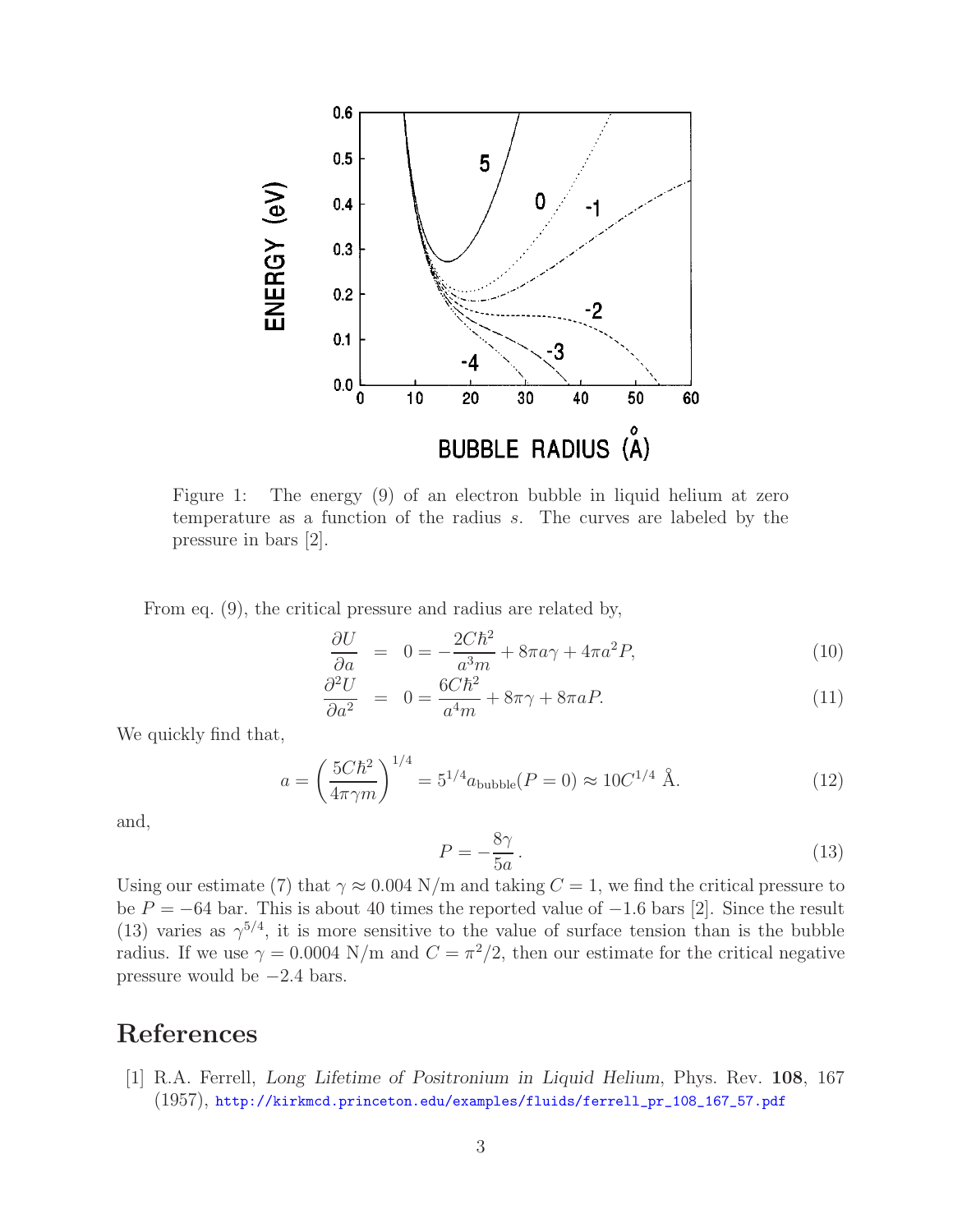Figure 1: The energy (9) of an electron bubble in liquid helium at zero temperature as a function of the radius $s$. The curves are labeled by the pressure in bars [2].

From eq. (9), the critical pressure and radius are related by,

$$\frac{\partial U}{\partial a} = 0 = -\frac{2C\hbar^2}{a^3 m} + 8\pi a\gamma + 4\pi a^2 P, \tag{10}$$

$$\frac{\partial^2 U}{\partial a^2} = 0 = \frac{6C\hbar^2}{a^4 m} + 8\pi\gamma + 8\pi a P. \tag{11}$$

We quickly find that,

$$a = \left(\frac{5C\hbar^2}{4\pi\gamma m}\right)^{1/4} = 5^{1/4} a_{\rm bubble}(P=0) \approx 10 C^{1/4} \text{ Å}. \tag{12}$$

and,

$$P = -\frac{8\gamma}{5a}. \tag{13}$$

Using our estimate (7) that $\gamma \approx 0.004$ N/m and taking $C = 1$, we find the critical pressure to be $P = -64$ bar. This is about 40 times the reported value of $-1.6$ bars [2]. Since the result (13) varies as $\gamma^{5/4}$, it is more sensitive to the value of surface tension than is the bubble radius. If we use $\gamma = 0.0004$ N/m and $C = \pi^2/2$, then our estimate for the critical negative pressure would be $-2.4$ bars.

# References

[1] R.A. Ferrell, *Long Lifetime of Positronium in Liquid Helium*, Phys. Rev. **108**, 167 (1957), http://kirkmcd.princeton.edu/examples/fluids/ferrell_pr_108_167_57.pdf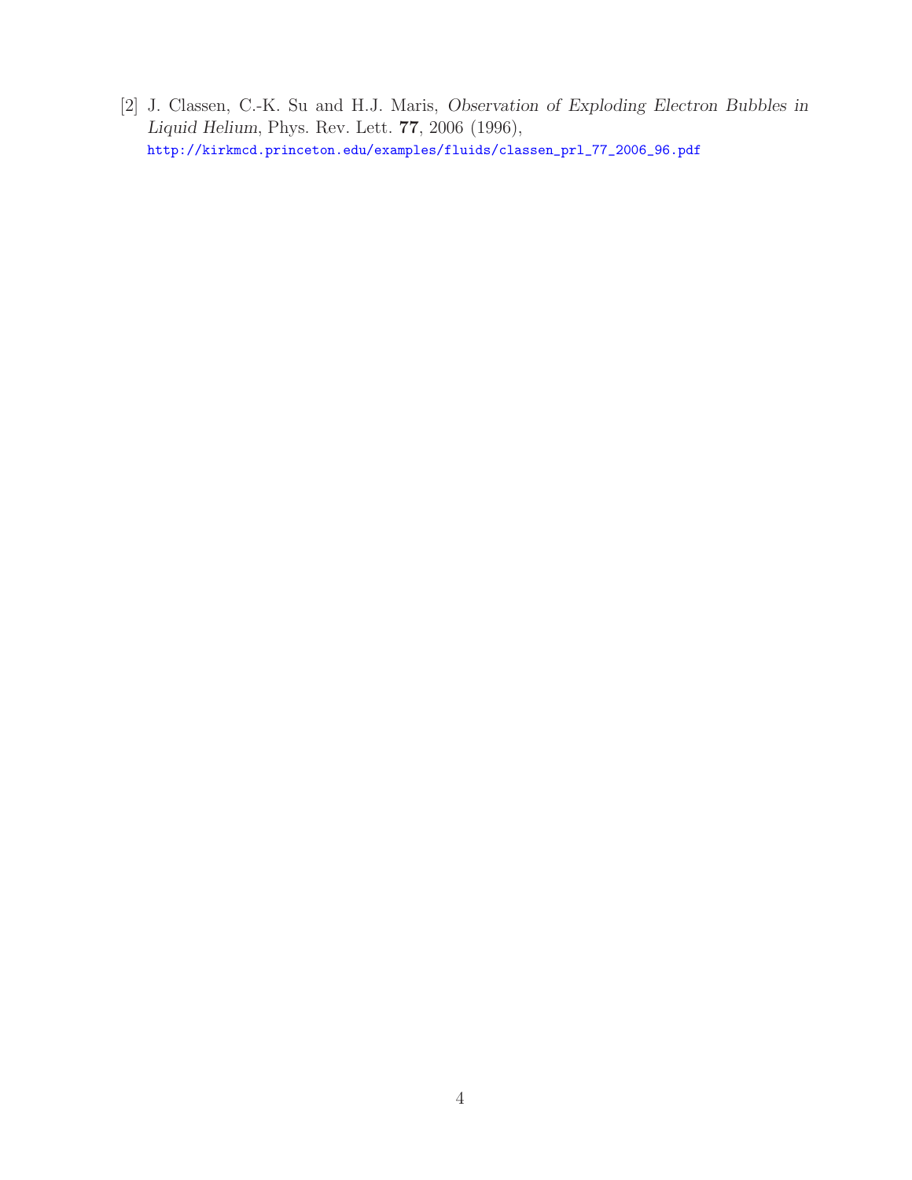[2] J. Classen, C.-K. Su and H.J. Maris, *Observation of Exploding Electron Bubbles in Liquid Helium*, Phys. Rev. Lett. **77**, 2006 (1996),
http://kirkmcd.princeton.edu/examples/fluids/classen_prl_77_2006_96.pdf